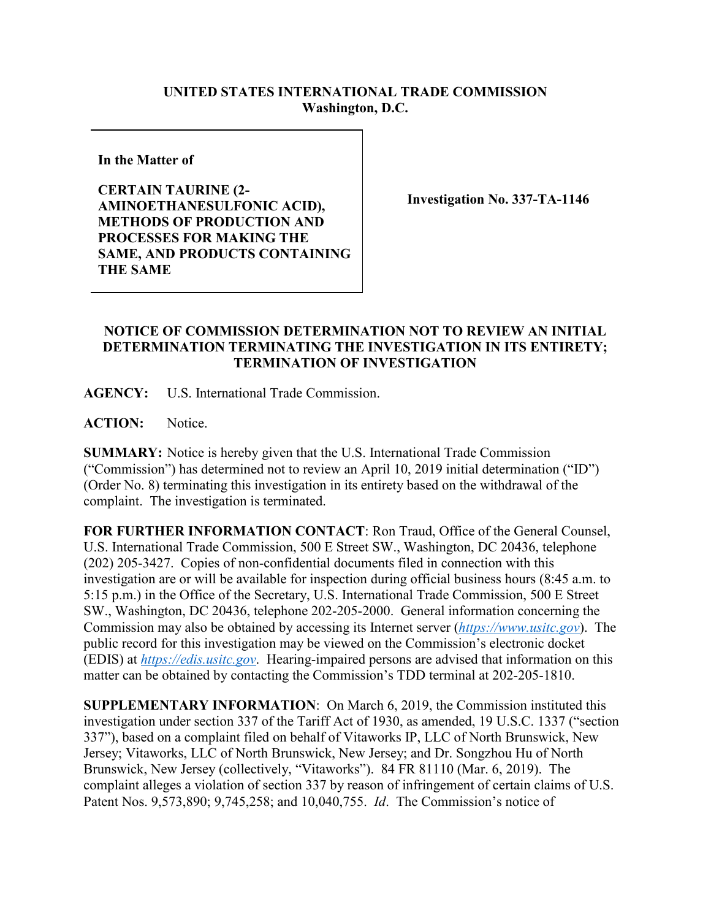**UNITED STATES INTERNATIONAL TRADE COMMISSION**
**Washington, D.C.**

| | |
|---|---|
| **In the Matter of**<br><br>**CERTAIN TAURINE (2-AMINOETHANESULFONIC ACID), METHODS OF PRODUCTION AND PROCESSES FOR MAKING THE SAME, AND PRODUCTS CONTAINING THE SAME** | **Investigation No. 337-TA-1146** |

**NOTICE OF COMMISSION DETERMINATION NOT TO REVIEW AN INITIAL DETERMINATION TERMINATING THE INVESTIGATION IN ITS ENTIRETY; TERMINATION OF INVESTIGATION**

**AGENCY:** U.S. International Trade Commission.

**ACTION:** Notice.

**SUMMARY:** Notice is hereby given that the U.S. International Trade Commission ("Commission") has determined not to review an April 10, 2019 initial determination ("ID") (Order No. 8) terminating this investigation in its entirety based on the withdrawal of the complaint. The investigation is terminated.

**FOR FURTHER INFORMATION CONTACT**: Ron Traud, Office of the General Counsel, U.S. International Trade Commission, 500 E Street SW., Washington, DC 20436, telephone (202) 205-3427. Copies of non-confidential documents filed in connection with this investigation are or will be available for inspection during official business hours (8:45 a.m. to 5:15 p.m.) in the Office of the Secretary, U.S. International Trade Commission, 500 E Street SW., Washington, DC 20436, telephone 202-205-2000. General information concerning the Commission may also be obtained by accessing its Internet server (*https://www.usitc.gov*). The public record for this investigation may be viewed on the Commission's electronic docket (EDIS) at *https://edis.usitc.gov*. Hearing-impaired persons are advised that information on this matter can be obtained by contacting the Commission's TDD terminal at 202-205-1810.

**SUPPLEMENTARY INFORMATION**: On March 6, 2019, the Commission instituted this investigation under section 337 of the Tariff Act of 1930, as amended, 19 U.S.C. 1337 ("section 337"), based on a complaint filed on behalf of Vitaworks IP, LLC of North Brunswick, New Jersey; Vitaworks, LLC of North Brunswick, New Jersey; and Dr. Songzhou Hu of North Brunswick, New Jersey (collectively, "Vitaworks"). 84 FR 81110 (Mar. 6, 2019). The complaint alleges a violation of section 337 by reason of infringement of certain claims of U.S. Patent Nos. 9,573,890; 9,745,258; and 10,040,755. *Id*. The Commission's notice of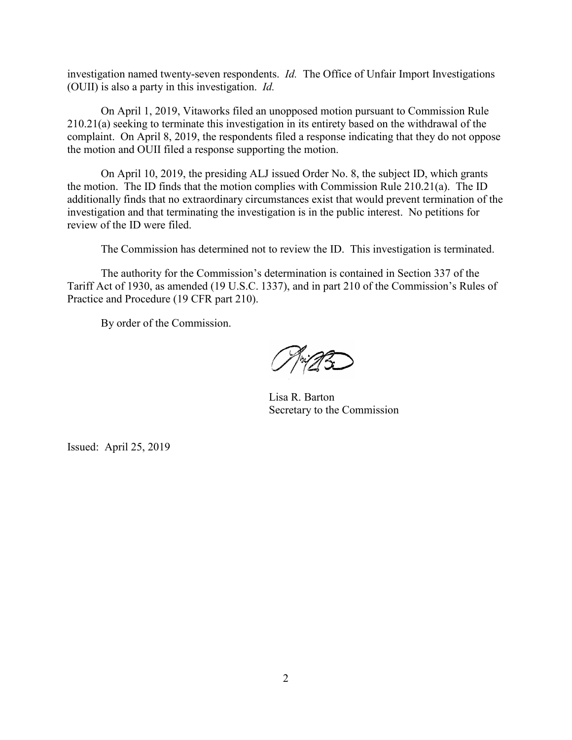investigation named twenty-seven respondents. *Id.* The Office of Unfair Import Investigations (OUII) is also a party in this investigation. *Id.*

On April 1, 2019, Vitaworks filed an unopposed motion pursuant to Commission Rule 210.21(a) seeking to terminate this investigation in its entirety based on the withdrawal of the complaint. On April 8, 2019, the respondents filed a response indicating that they do not oppose the motion and OUII filed a response supporting the motion.

On April 10, 2019, the presiding ALJ issued Order No. 8, the subject ID, which grants the motion. The ID finds that the motion complies with Commission Rule 210.21(a). The ID additionally finds that no extraordinary circumstances exist that would prevent termination of the investigation and that terminating the investigation is in the public interest. No petitions for review of the ID were filed.

The Commission has determined not to review the ID. This investigation is terminated.

The authority for the Commission's determination is contained in Section 337 of the Tariff Act of 1930, as amended (19 U.S.C. 1337), and in part 210 of the Commission's Rules of Practice and Procedure (19 CFR part 210).

By order of the Commission.

Lisa R. Barton
Secretary to the Commission

Issued: April 25, 2019